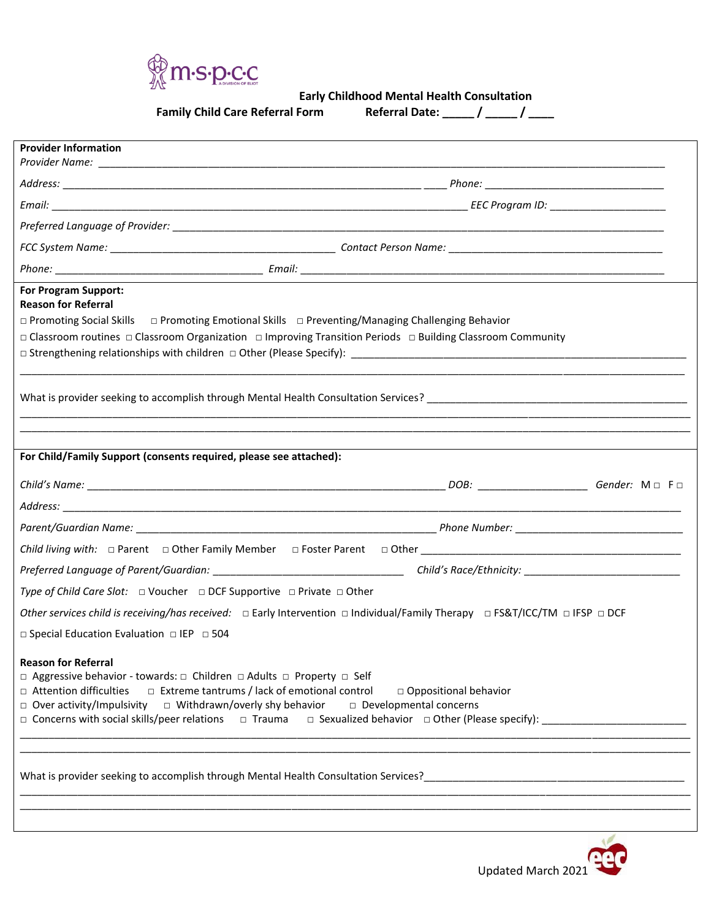m·s·p·c·c
A DIVISION OF ELIOT

**Early Childhood Mental Health Consultation**

**Family Child Care Referral Form** **Referral Date: _____ / _____ / ____**

**Provider Information**

*Provider Name:* ______________________________________________

*Address:* ______________________________________________ *Phone:* ______________________________

*Email:* ______________________________________________ *EEC Program ID:* ____________________

*Preferred Language of Provider:* ______________________________________________

*FCC System Name:* ______________________________ *Contact Person Name:* ______________________________

*Phone:* ______________________________ *Email:* ______________________________________________

**For Program Support:**

**Reason for Referral**

□ Promoting Social Skills □ Promoting Emotional Skills □ Preventing/Managing Challenging Behavior

□ Classroom routines □ Classroom Organization □ Improving Transition Periods □ Building Classroom Community

□ Strengthening relationships with children □ Other (Please Specify): ______________________________________________

______________________________________________

What is provider seeking to accomplish through Mental Health Consultation Services? ______________________________

______________________________________________

______________________________________________

**For Child/Family Support (consents required, please see attached):**

*Child's Name:* ______________________________________________ *DOB:* ____________________ *Gender:* M □ F □

*Address:* ______________________________________________

*Parent/Guardian Name:* ______________________________________ *Phone Number:* ______________________________

*Child living with:* □ Parent □ Other Family Member □ Foster Parent □ Other ______________________________

*Preferred Language of Parent/Guardian:* ______________________________ *Child's Race/Ethnicity:* ______________________________

*Type of Child Care Slot:* □ Voucher □ DCF Supportive □ Private □ Other

*Other services child is receiving/has received:* □ Early Intervention □ Individual/Family Therapy □ FS&T/ICC/TM □ IFSP □ DCF

□ Special Education Evaluation □ IEP □ 504

**Reason for Referral**

□ Aggressive behavior - towards: □ Children □ Adults □ Property □ Self

□ Attention difficulties □ Extreme tantrums / lack of emotional control □ Oppositional behavior

□ Over activity/Impulsivity □ Withdrawn/overly shy behavior □ Developmental concerns

□ Concerns with social skills/peer relations □ Trauma □ Sexualized behavior □ Other (Please specify): ____________________

______________________________________________

______________________________________________

What is provider seeking to accomplish through Mental Health Consultation Services? ______________________________

______________________________________________

______________________________________________

Updated March 2021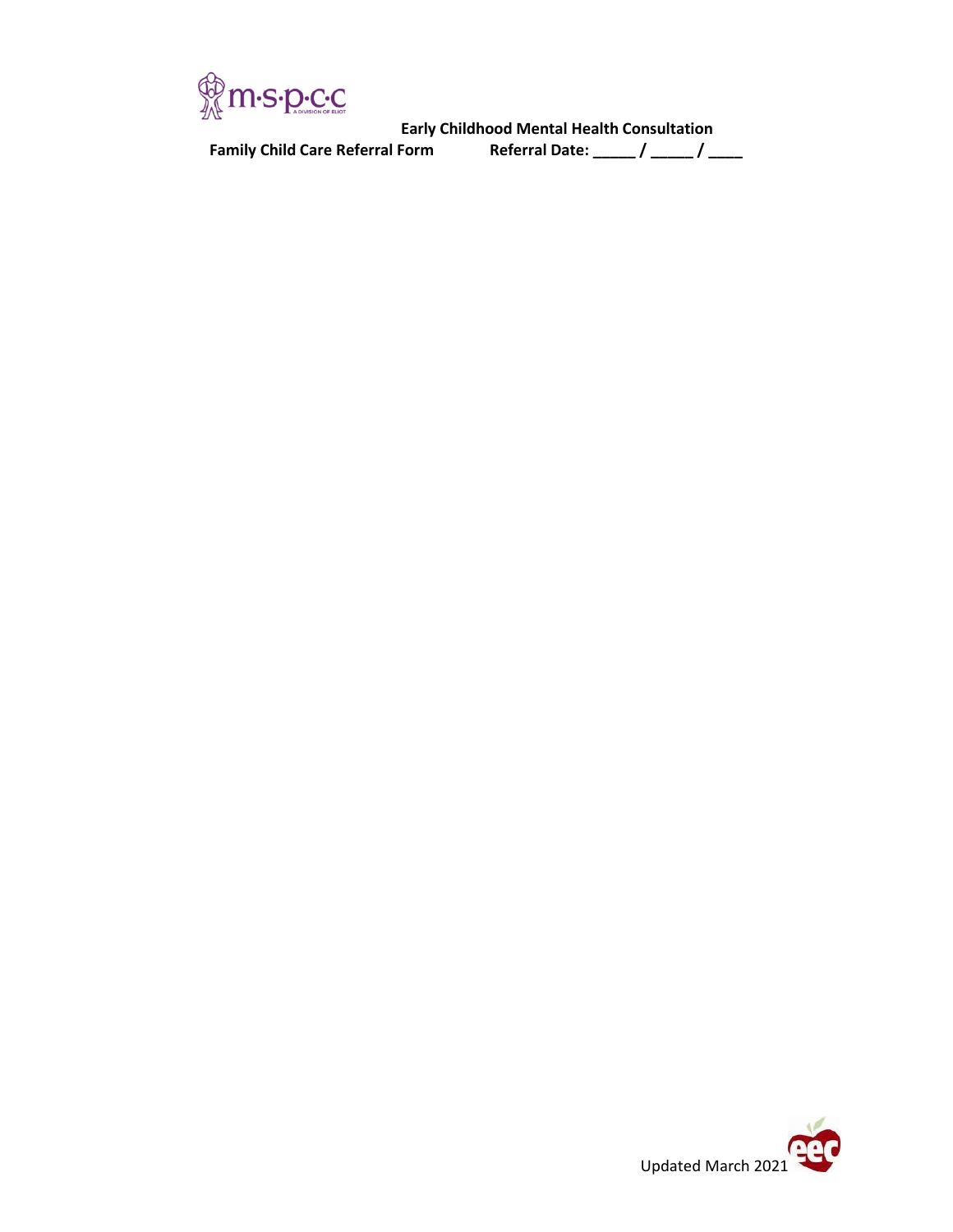**Early Childhood Mental Health Consultation**

**Family Child Care Referral Form** **Referral Date: _____ / _____ / ____**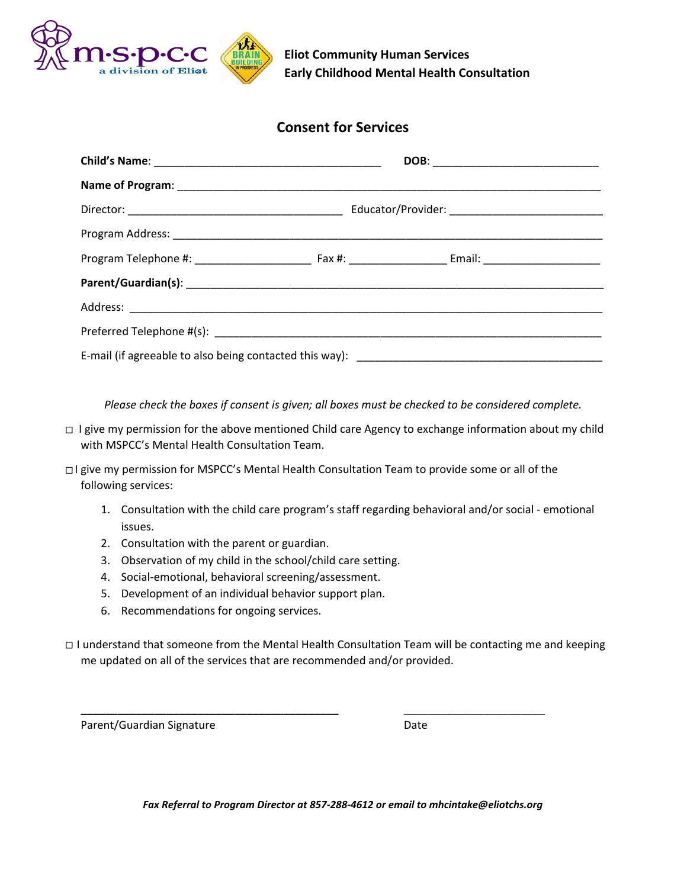**Eliot Community Human Services**
**Early Childhood Mental Health Consultation**

## Consent for Services

**Child's Name**: ______________________________________ **DOB**: ___________________________

**Name of Program**: ______________________________________________________________________

Director: ___________________________________ Educator/Provider: _________________________

Program Address: __________________________________________________________________________

Program Telephone #: ___________________ Fax #: ________________ Email: ___________________

**Parent/Guardian(s)**: ____________________________________________________________________

Address: ________________________________________________________________________________

Preferred Telephone #(s): ________________________________________________________________

E-mail (if agreeable to also being contacted this way): ________________________________________

*Please check the boxes if consent is given; all boxes must be checked to be considered complete.*

◻ I give my permission for the above mentioned Child care Agency to exchange information about my child with MSPCC's Mental Health Consultation Team.

◻ I give my permission for MSPCC's Mental Health Consultation Team to provide some or all of the following services:

1. Consultation with the child care program's staff regarding behavioral and/or social - emotional issues.
2. Consultation with the parent or guardian.
3. Observation of my child in the school/child care setting.
4. Social-emotional, behavioral screening/assessment.
5. Development of an individual behavior support plan.
6. Recommendations for ongoing services.

◻ I understand that someone from the Mental Health Consultation Team will be contacting me and keeping me updated on all of the services that are recommended and/or provided.

___________________________________________ _______________________

Parent/Guardian Signature Date

***Fax Referral to Program Director at 857-288-4612 or email to mhcintake@eliotchs.org***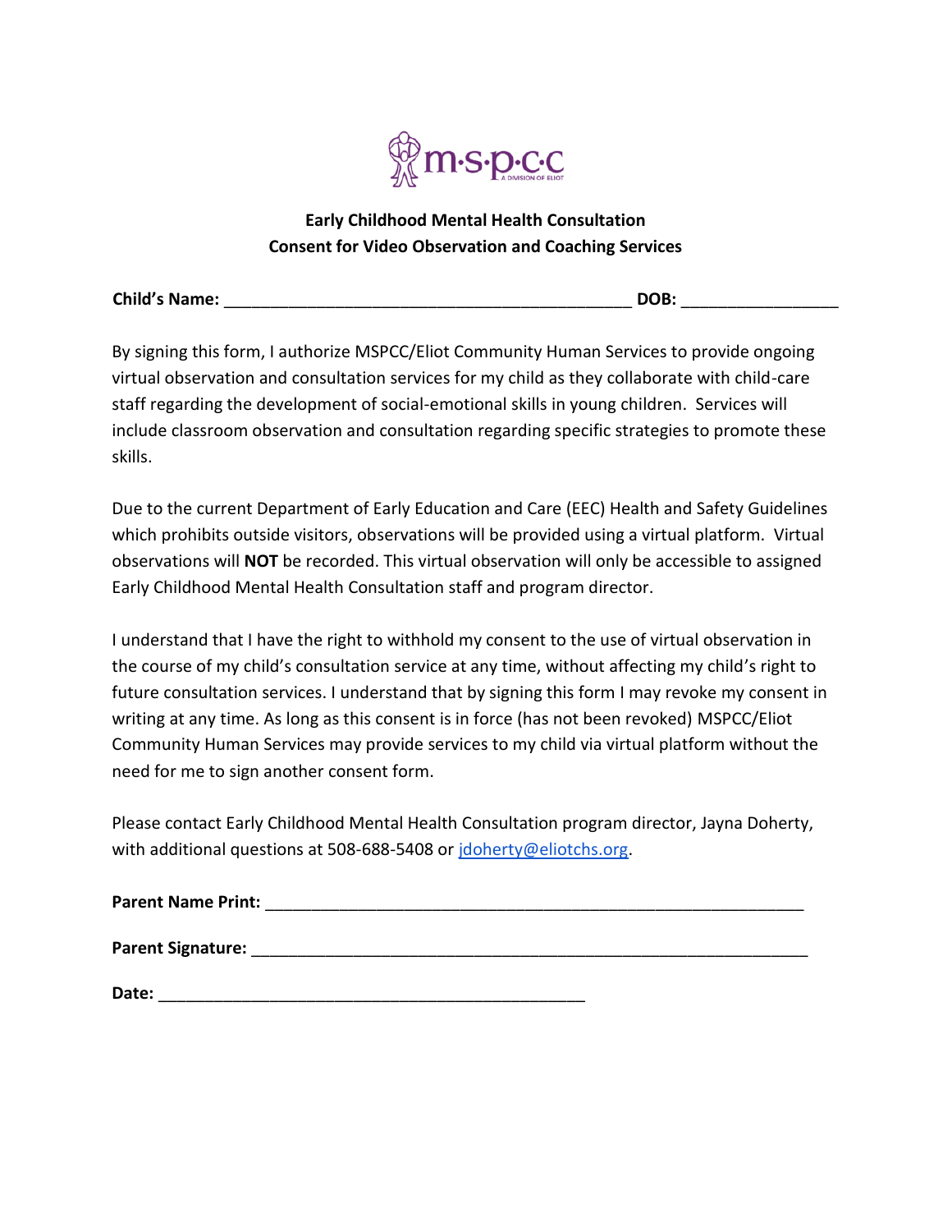## Early Childhood Mental Health Consultation
## Consent for Video Observation and Coaching Services

**Child's Name:** _____________________________________________ **DOB:** _________________

By signing this form, I authorize MSPCC/Eliot Community Human Services to provide ongoing virtual observation and consultation services for my child as they collaborate with child-care staff regarding the development of social-emotional skills in young children. Services will include classroom observation and consultation regarding specific strategies to promote these skills.

Due to the current Department of Early Education and Care (EEC) Health and Safety Guidelines which prohibits outside visitors, observations will be provided using a virtual platform. Virtual observations will **NOT** be recorded. This virtual observation will only be accessible to assigned Early Childhood Mental Health Consultation staff and program director.

I understand that I have the right to withhold my consent to the use of virtual observation in the course of my child's consultation service at any time, without affecting my child's right to future consultation services. I understand that by signing this form I may revoke my consent in writing at any time. As long as this consent is in force (has not been revoked) MSPCC/Eliot Community Human Services may provide services to my child via virtual platform without the need for me to sign another consent form.

Please contact Early Childhood Mental Health Consultation program director, Jayna Doherty, with additional questions at 508-688-5408 or jdoherty@eliotchs.org.

**Parent Name Print:** ___________________________________________________________

**Parent Signature:** _____________________________________________________________

**Date:** _______________________________________________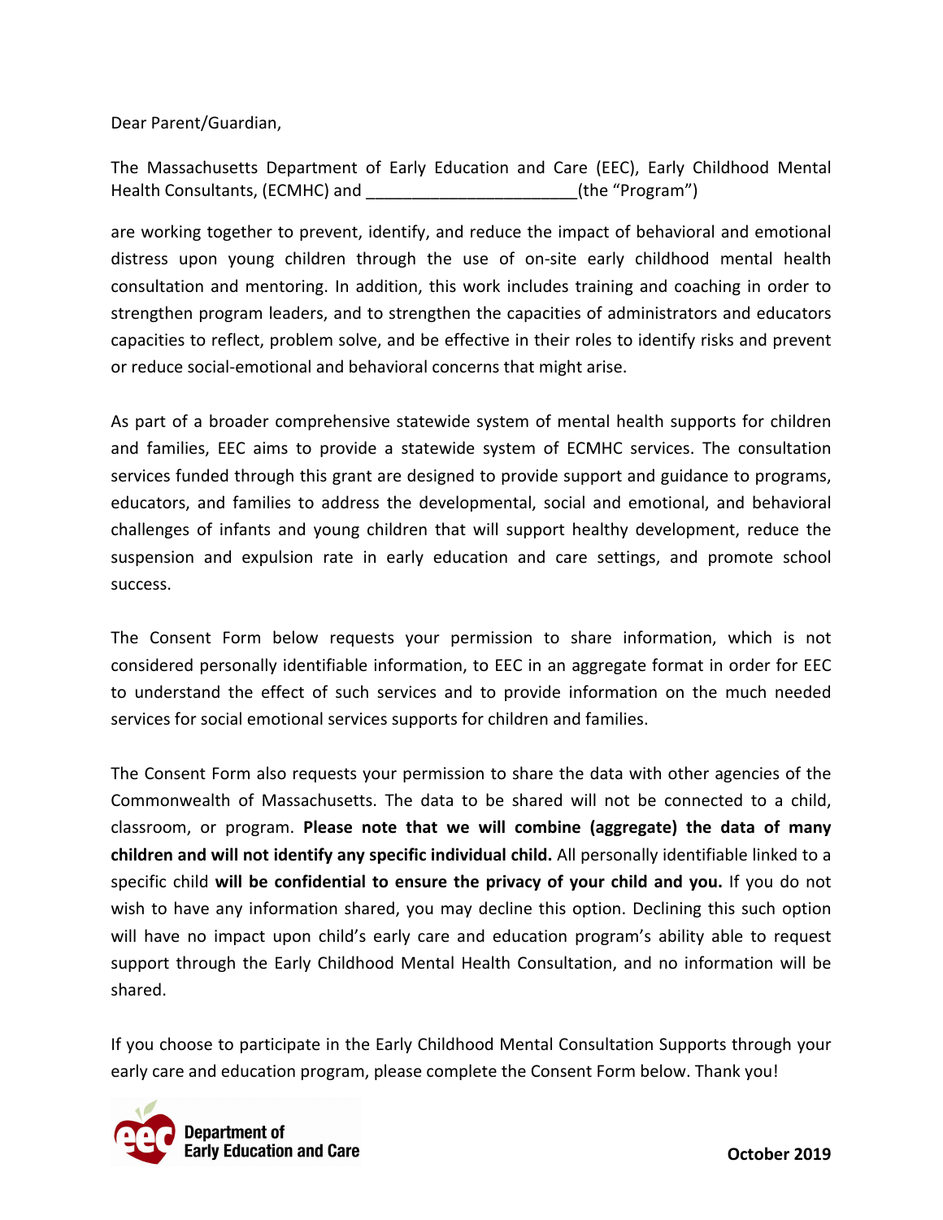Dear Parent/Guardian,

The Massachusetts Department of Early Education and Care (EEC), Early Childhood Mental Health Consultants, (ECMHC) and _______________________(the "Program")

are working together to prevent, identify, and reduce the impact of behavioral and emotional distress upon young children through the use of on-site early childhood mental health consultation and mentoring. In addition, this work includes training and coaching in order to strengthen program leaders, and to strengthen the capacities of administrators and educators capacities to reflect, problem solve, and be effective in their roles to identify risks and prevent or reduce social-emotional and behavioral concerns that might arise.

As part of a broader comprehensive statewide system of mental health supports for children and families, EEC aims to provide a statewide system of ECMHC services. The consultation services funded through this grant are designed to provide support and guidance to programs, educators, and families to address the developmental, social and emotional, and behavioral challenges of infants and young children that will support healthy development, reduce the suspension and expulsion rate in early education and care settings, and promote school success.

The Consent Form below requests your permission to share information, which is not considered personally identifiable information, to EEC in an aggregate format in order for EEC to understand the effect of such services and to provide information on the much needed services for social emotional services supports for children and families.

The Consent Form also requests your permission to share the data with other agencies of the Commonwealth of Massachusetts. The data to be shared will not be connected to a child, classroom, or program. **Please note that we will combine (aggregate) the data of many children and will not identify any specific individual child.** All personally identifiable linked to a specific child **will be confidential to ensure the privacy of your child and you.** If you do not wish to have any information shared, you may decline this option. Declining this such option will have no impact upon child's early care and education program's ability able to request support through the Early Childhood Mental Health Consultation, and no information will be shared.

If you choose to participate in the Early Childhood Mental Consultation Supports through your early care and education program, please complete the Consent Form below. Thank you!

Department of Early Education and Care

**October 2019**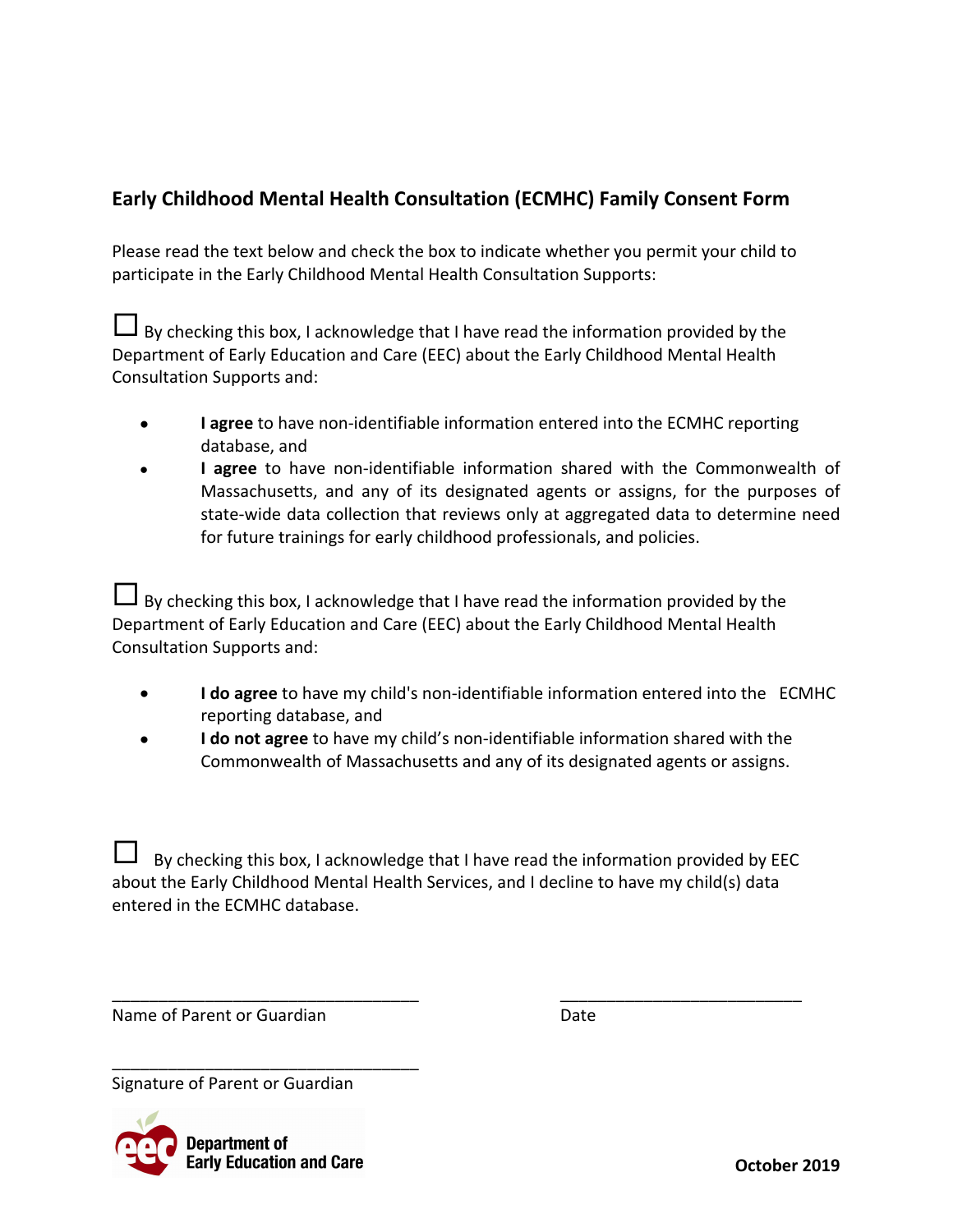## Early Childhood Mental Health Consultation (ECMHC) Family Consent Form

Please read the text below and check the box to indicate whether you permit your child to participate in the Early Childhood Mental Health Consultation Supports:

☐ By checking this box, I acknowledge that I have read the information provided by the Department of Early Education and Care (EEC) about the Early Childhood Mental Health Consultation Supports and:

- **I agree** to have non-identifiable information entered into the ECMHC reporting database, and
- **I agree** to have non-identifiable information shared with the Commonwealth of Massachusetts, and any of its designated agents or assigns, for the purposes of state-wide data collection that reviews only at aggregated data to determine need for future trainings for early childhood professionals, and policies.

☐ By checking this box, I acknowledge that I have read the information provided by the Department of Early Education and Care (EEC) about the Early Childhood Mental Health Consultation Supports and:

- **I do agree** to have my child's non-identifiable information entered into the ECMHC reporting database, and
- **I do not agree** to have my child's non-identifiable information shared with the Commonwealth of Massachusetts and any of its designated agents or assigns.

☐ By checking this box, I acknowledge that I have read the information provided by EEC about the Early Childhood Mental Health Services, and I decline to have my child(s) data entered in the ECMHC database.

\_\_\_\_\_\_\_\_\_\_\_\_\_\_\_\_\_\_\_\_\_\_\_\_\_\_\_\_\_\_\_\_\_\_ \_\_\_\_\_\_\_\_\_\_\_\_\_\_\_\_\_\_\_\_\_\_\_\_\_\_\_

Name of Parent or Guardian Date

\_\_\_\_\_\_\_\_\_\_\_\_\_\_\_\_\_\_\_\_\_\_\_\_\_\_\_\_\_\_\_\_\_\_

Signature of Parent or Guardian

Department of Early Education and Care

October 2019